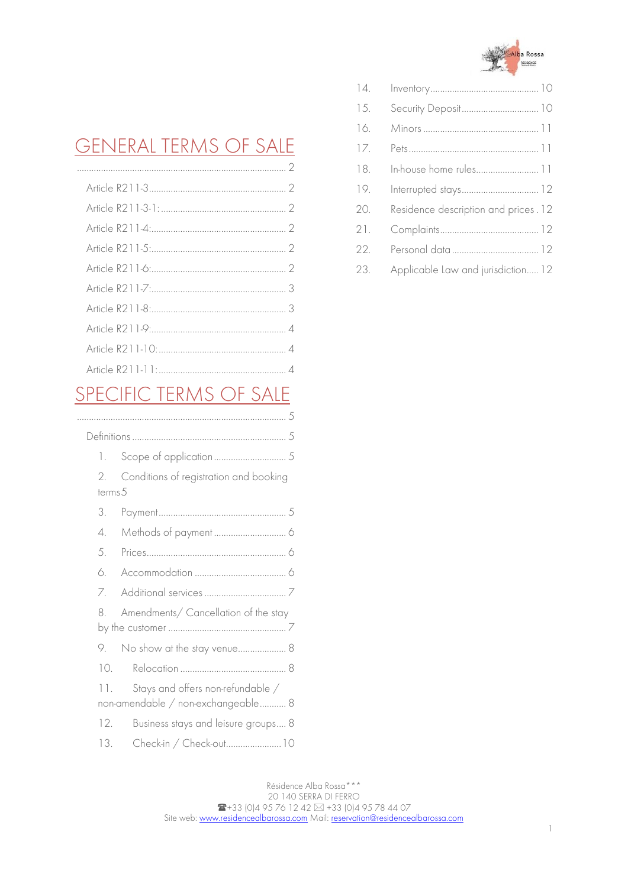# GENERAL TERMS OF SALE

........................................................................................ 2

Article R211-3........................................................ 2

Article R211-3-1:.................................................... 2

Article R211-4:....................................................... 2

Article R211-5:....................................................... 2

Article R211-6:....................................................... 2

Article R211-7:....................................................... 3

Article R211-8:....................................................... 3

Article R211-9:....................................................... 4

Article R211-10:..................................................... 4

Article R211-11:..................................................... 4

# SPECIFIC TERMS OF SALE

........................................................................................ 5

Definitions ............................................................... 5

1. Scope of application ............................. 5
2. Conditions of registration and booking terms 5
3. Payment.................................................... 5
4. Methods of payment ............................. 6
5. Prices......................................................... 6
6. Accommodation ..................................... 6
7. Additional services ................................. 7
8. Amendments/ Cancellation of the stay by the customer ................................................ 7
9. No show at the stay venue.................... 8
10. Relocation ............................................ 8
11. Stays and offers non-refundable / non-amendable / non-exchangeable........... 8
12. Business stays and leisure groups.... 8
13. Check-in / Check-out........................ 10
14. Inventory........................................... 10
15. Security Deposit.............................. 10
16. Minors .............................................. 11
17. Pets.................................................... 11
18. In-house home rules......................... 11
19. Interrupted stays............................... 12
20. Residence description and prices . 12
21. Complaints......................................... 12
22. Personal data ................................... 12
23. Applicable Law and jurisdiction..... 12

Résidence Alba Rossa***
20 140 SERRA DI FERRO
☎+33 (0)4 95 76 12 42 ✉ +33 (0)4 95 78 44 07
Site web: www.residencealbarossa.com Mail: reservation@residencealbarossa.com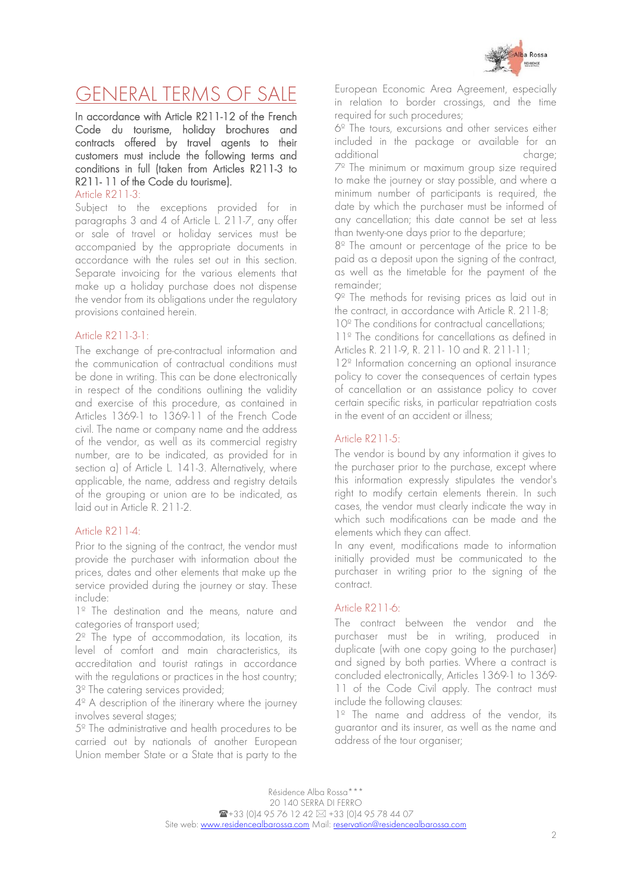# GENERAL TERMS OF SALE

In accordance with Article R211-12 of the French Code du tourisme, holiday brochures and contracts offered by travel agents to their customers must include the following terms and conditions in full (taken from Articles R211-3 to R211- 11 of the Code du tourisme).

## Article R211-3:

Subject to the exceptions provided for in paragraphs 3 and 4 of Article L. 211-7, any offer or sale of travel or holiday services must be accompanied by the appropriate documents in accordance with the rules set out in this section. Separate invoicing for the various elements that make up a holiday purchase does not dispense the vendor from its obligations under the regulatory provisions contained herein.

## Article R211-3-1:

The exchange of pre-contractual information and the communication of contractual conditions must be done in writing. This can be done electronically in respect of the conditions outlining the validity and exercise of this procedure, as contained in Articles 1369-1 to 1369-11 of the French Code civil. The name or company name and the address of the vendor, as well as its commercial registry number, are to be indicated, as provided for in section a) of Article L. 141-3. Alternatively, where applicable, the name, address and registry details of the grouping or union are to be indicated, as laid out in Article R. 211-2.

## Article R211-4:

Prior to the signing of the contract, the vendor must provide the purchaser with information about the prices, dates and other elements that make up the service provided during the journey or stay. These include:

1º The destination and the means, nature and categories of transport used;

2º The type of accommodation, its location, its level of comfort and main characteristics, its accreditation and tourist ratings in accordance with the regulations or practices in the host country;

3º The catering services provided;

4º A description of the itinerary where the journey involves several stages;

5º The administrative and health procedures to be carried out by nationals of another European Union member State or a State that is party to the European Economic Area Agreement, especially in relation to border crossings, and the time required for such procedures;

6º The tours, excursions and other services either included in the package or available for an additional charge;

7º The minimum or maximum group size required to make the journey or stay possible, and where a minimum number of participants is required, the date by which the purchaser must be informed of any cancellation; this date cannot be set at less than twenty-one days prior to the departure;

8º The amount or percentage of the price to be paid as a deposit upon the signing of the contract, as well as the timetable for the payment of the remainder;

9º The methods for revising prices as laid out in the contract, in accordance with Article R. 211-8;

10º The conditions for contractual cancellations;

11º The conditions for cancellations as defined in Articles R. 211-9, R. 211- 10 and R. 211-11;

12º Information concerning an optional insurance policy to cover the consequences of certain types of cancellation or an assistance policy to cover certain specific risks, in particular repatriation costs in the event of an accident or illness;

## Article R211-5:

The vendor is bound by any information it gives to the purchaser prior to the purchase, except where this information expressly stipulates the vendor's right to modify certain elements therein. In such cases, the vendor must clearly indicate the way in which such modifications can be made and the elements which they can affect.

In any event, modifications made to information initially provided must be communicated to the purchaser in writing prior to the signing of the contract.

## Article R211-6:

The contract between the vendor and the purchaser must be in writing, produced in duplicate (with one copy going to the purchaser) and signed by both parties. Where a contract is concluded electronically, Articles 1369-1 to 1369-11 of the Code Civil apply. The contract must include the following clauses:

1º The name and address of the vendor, its guarantor and its insurer, as well as the name and address of the tour organiser;

Résidence Alba Rossa***
20 140 SERRA DI FERRO
☎+33 (0)4 95 76 12 42 ✉ +33 (0)4 95 78 44 07
Site web: www.residencealbarossa.com Mail: reservation@residencealbarossa.com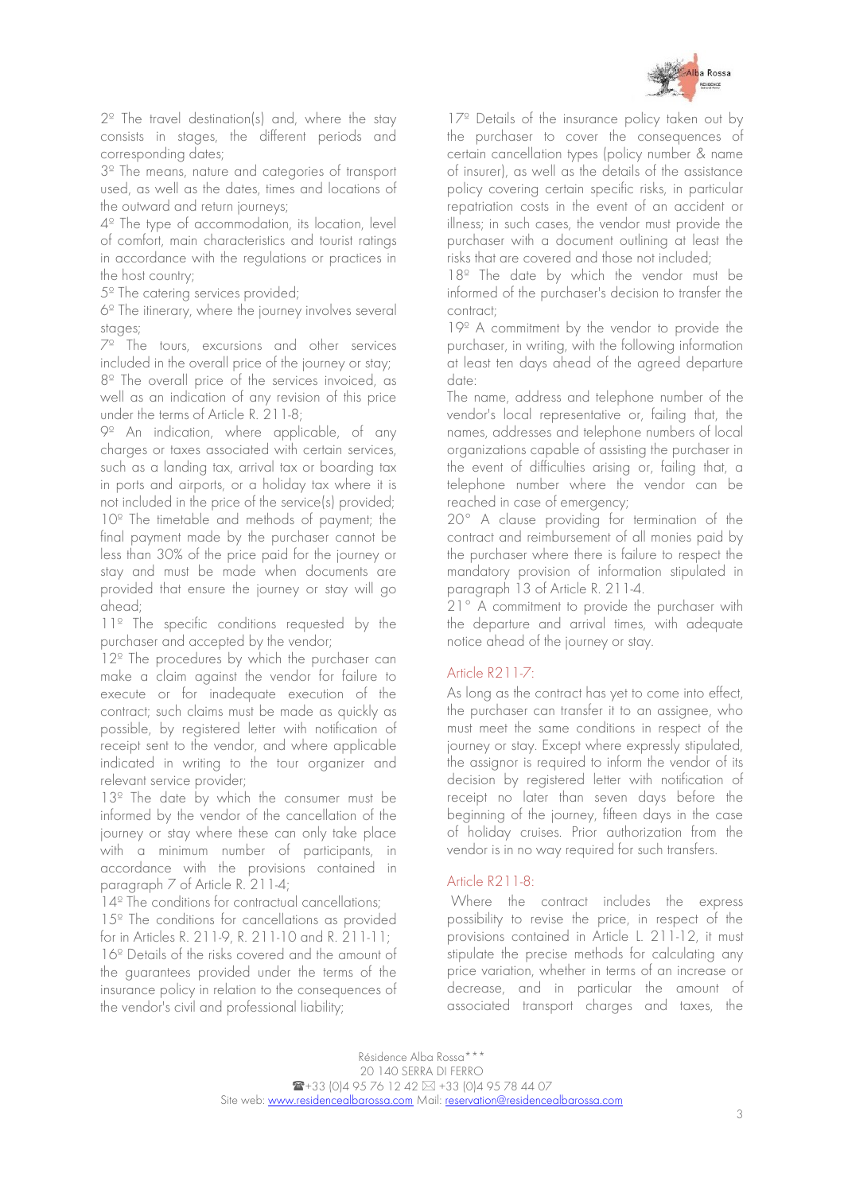2º The travel destination(s) and, where the stay consists in stages, the different periods and corresponding dates;

3º The means, nature and categories of transport used, as well as the dates, times and locations of the outward and return journeys;

4º The type of accommodation, its location, level of comfort, main characteristics and tourist ratings in accordance with the regulations or practices in the host country;

5º The catering services provided;

6º The itinerary, where the journey involves several stages;

7º The tours, excursions and other services included in the overall price of the journey or stay;

8º The overall price of the services invoiced, as well as an indication of any revision of this price under the terms of Article R. 211-8;

9º An indication, where applicable, of any charges or taxes associated with certain services, such as a landing tax, arrival tax or boarding tax in ports and airports, or a holiday tax where it is not included in the price of the service(s) provided;

10º The timetable and methods of payment; the final payment made by the purchaser cannot be less than 30% of the price paid for the journey or stay and must be made when documents are provided that ensure the journey or stay will go ahead;

11º The specific conditions requested by the purchaser and accepted by the vendor;

12º The procedures by which the purchaser can make a claim against the vendor for failure to execute or for inadequate execution of the contract; such claims must be made as quickly as possible, by registered letter with notification of receipt sent to the vendor, and where applicable indicated in writing to the tour organizer and relevant service provider;

13º The date by which the consumer must be informed by the vendor of the cancellation of the journey or stay where these can only take place with a minimum number of participants, in accordance with the provisions contained in paragraph 7 of Article R. 211-4;

14º The conditions for contractual cancellations;

15º The conditions for cancellations as provided for in Articles R. 211-9, R. 211-10 and R. 211-11;

16º Details of the risks covered and the amount of the guarantees provided under the terms of the insurance policy in relation to the consequences of the vendor's civil and professional liability;

17º Details of the insurance policy taken out by the purchaser to cover the consequences of certain cancellation types (policy number & name of insurer), as well as the details of the assistance policy covering certain specific risks, in particular repatriation costs in the event of an accident or illness; in such cases, the vendor must provide the purchaser with a document outlining at least the risks that are covered and those not included;

18º The date by which the vendor must be informed of the purchaser's decision to transfer the contract;

19º A commitment by the vendor to provide the purchaser, in writing, with the following information at least ten days ahead of the agreed departure date:

The name, address and telephone number of the vendor's local representative or, failing that, the names, addresses and telephone numbers of local organizations capable of assisting the purchaser in the event of difficulties arising or, failing that, a telephone number where the vendor can be reached in case of emergency;

20° A clause providing for termination of the contract and reimbursement of all monies paid by the purchaser where there is failure to respect the mandatory provision of information stipulated in paragraph 13 of Article R. 211-4.

21° A commitment to provide the purchaser with the departure and arrival times, with adequate notice ahead of the journey or stay.

## Article R211-7:

As long as the contract has yet to come into effect, the purchaser can transfer it to an assignee, who must meet the same conditions in respect of the journey or stay. Except where expressly stipulated, the assignor is required to inform the vendor of its decision by registered letter with notification of receipt no later than seven days before the beginning of the journey, fifteen days in the case of holiday cruises. Prior authorization from the vendor is in no way required for such transfers.

## Article R211-8:

Where the contract includes the express possibility to revise the price, in respect of the provisions contained in Article L. 211-12, it must stipulate the precise methods for calculating any price variation, whether in terms of an increase or decrease, and in particular the amount of associated transport charges and taxes, the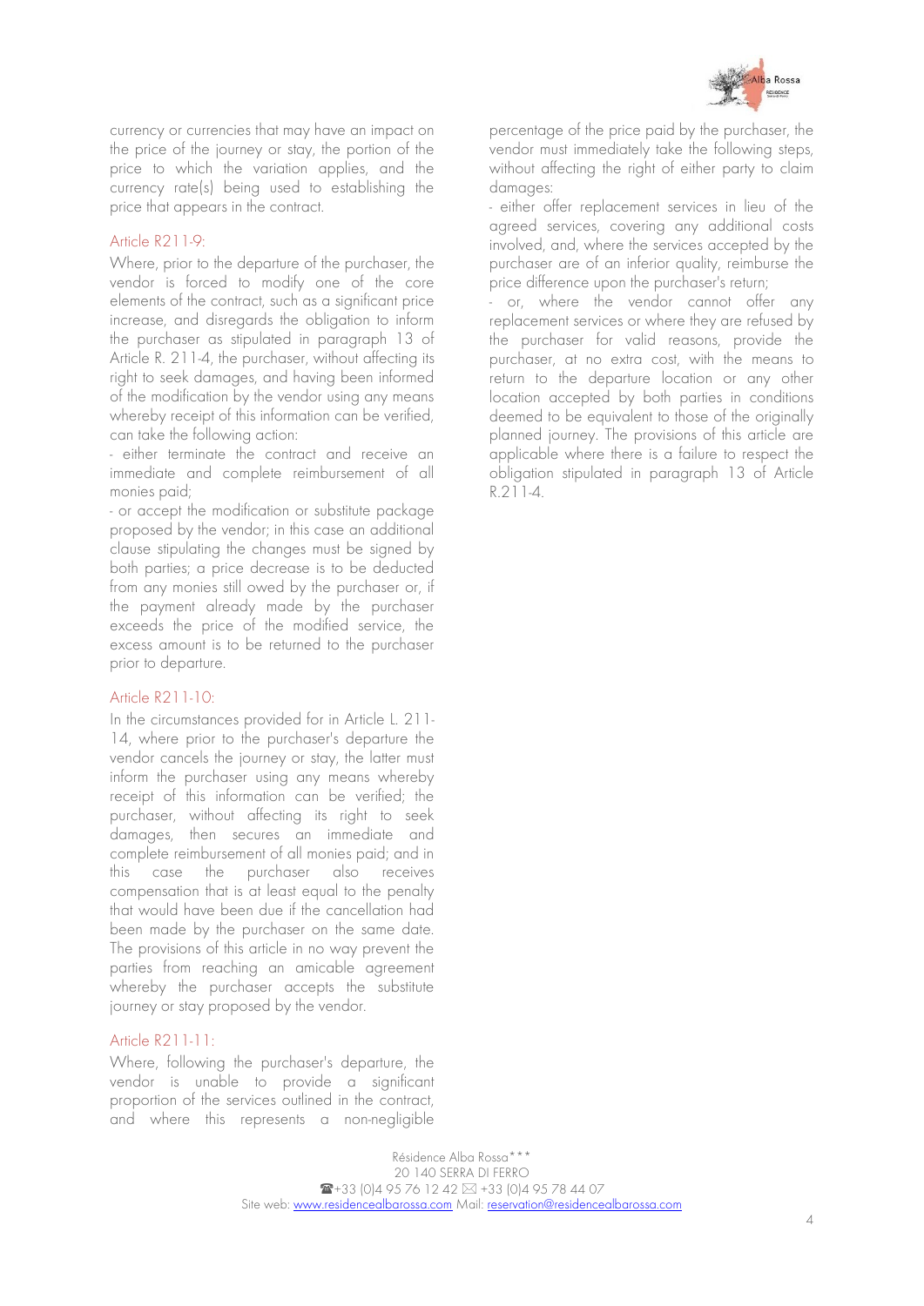currency or currencies that may have an impact on the price of the journey or stay, the portion of the price to which the variation applies, and the currency rate(s) being used to establishing the price that appears in the contract.

### Article R211-9:

Where, prior to the departure of the purchaser, the vendor is forced to modify one of the core elements of the contract, such as a significant price increase, and disregards the obligation to inform the purchaser as stipulated in paragraph 13 of Article R. 211-4, the purchaser, without affecting its right to seek damages, and having been informed of the modification by the vendor using any means whereby receipt of this information can be verified, can take the following action:

- either terminate the contract and receive an immediate and complete reimbursement of all monies paid;
- or accept the modification or substitute package proposed by the vendor; in this case an additional clause stipulating the changes must be signed by both parties; a price decrease is to be deducted from any monies still owed by the purchaser or, if the payment already made by the purchaser exceeds the price of the modified service, the excess amount is to be returned to the purchaser prior to departure.

### Article R211-10:

In the circumstances provided for in Article L. 211-14, where prior to the purchaser's departure the vendor cancels the journey or stay, the latter must inform the purchaser using any means whereby receipt of this information can be verified; the purchaser, without affecting its right to seek damages, then secures an immediate and complete reimbursement of all monies paid; and in this case the purchaser also receives compensation that is at least equal to the penalty that would have been due if the cancellation had been made by the purchaser on the same date. The provisions of this article in no way prevent the parties from reaching an amicable agreement whereby the purchaser accepts the substitute journey or stay proposed by the vendor.

### Article R211-11:

Where, following the purchaser's departure, the vendor is unable to provide a significant proportion of the services outlined in the contract, and where this represents a non-negligible percentage of the price paid by the purchaser, the vendor must immediately take the following steps, without affecting the right of either party to claim damages:

- either offer replacement services in lieu of the agreed services, covering any additional costs involved, and, where the services accepted by the purchaser are of an inferior quality, reimburse the price difference upon the purchaser's return;
- or, where the vendor cannot offer any replacement services or where they are refused by the purchaser for valid reasons, provide the purchaser, at no extra cost, with the means to return to the departure location or any other location accepted by both parties in conditions deemed to be equivalent to those of the originally planned journey. The provisions of this article are applicable where there is a failure to respect the obligation stipulated in paragraph 13 of Article R.211-4.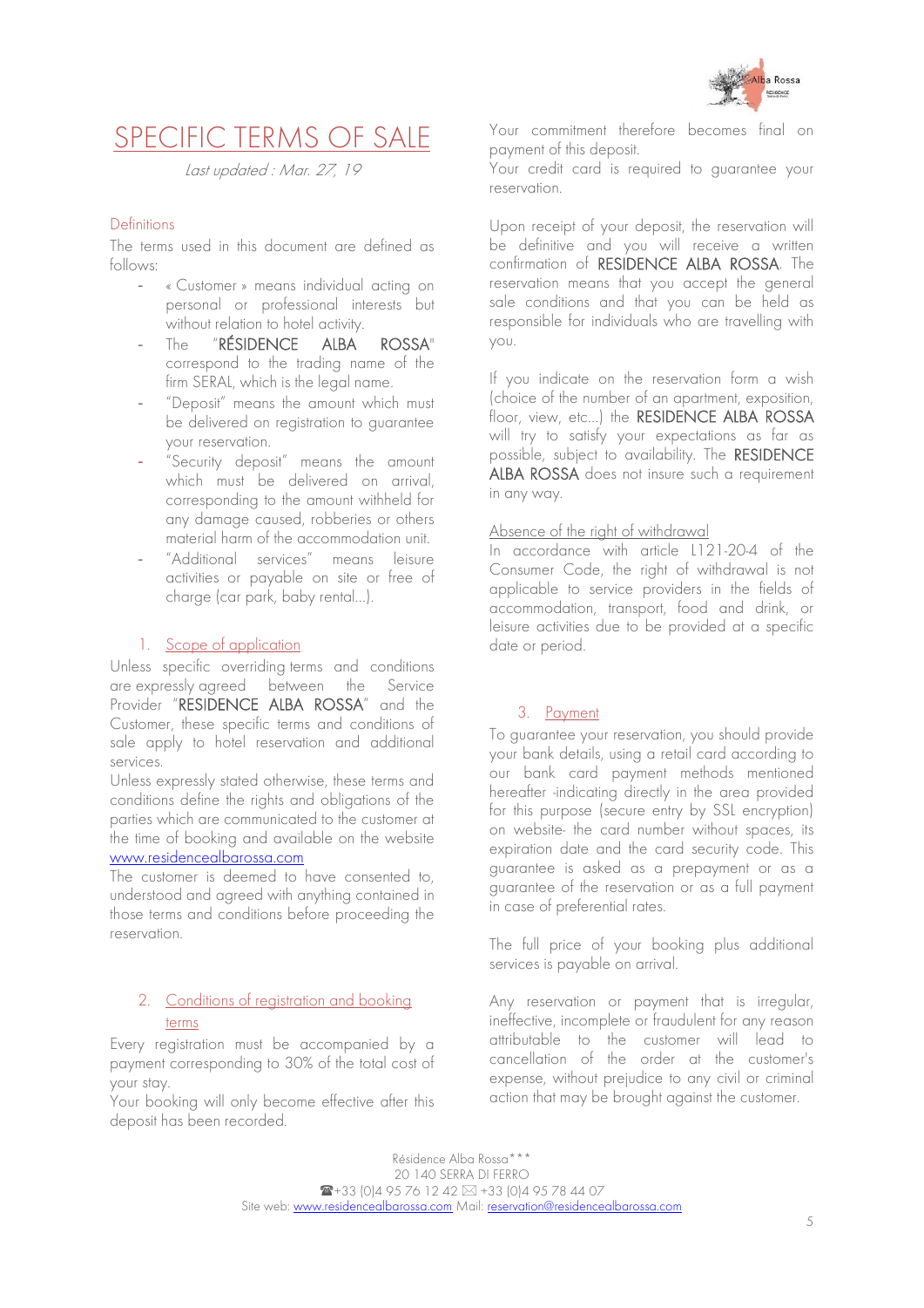# SPECIFIC TERMS OF SALE

*Last updated : Mar. 27, 19*

### Definitions

The terms used in this document are defined as follows:

- « Customer » means individual acting on personal or professional interests but without relation to hotel activity.
- The "RÉSIDENCE ALBA ROSSA" correspond to the trading name of the firm SERAL, which is the legal name.
- "Deposit" means the amount which must be delivered on registration to guarantee your reservation.
- "Security deposit" means the amount which must be delivered on arrival, corresponding to the amount withheld for any damage caused, robberies or others material harm of the accommodation unit.
- "Additional services" means leisure activities or payable on site or free of charge (car park, baby rental...).

### 1. Scope of application

Unless specific overriding terms and conditions are expressly agreed between the Service Provider "RESIDENCE ALBA ROSSA" and the Customer, these specific terms and conditions of sale apply to hotel reservation and additional services.

Unless expressly stated otherwise, these terms and conditions define the rights and obligations of the parties which are communicated to the customer at the time of booking and available on the website www.residencealbarossa.com

The customer is deemed to have consented to, understood and agreed with anything contained in those terms and conditions before proceeding the reservation.

### 2. Conditions of registration and booking terms

Every registration must be accompanied by a payment corresponding to 30% of the total cost of your stay.

Your booking will only become effective after this deposit has been recorded.

Your commitment therefore becomes final on payment of this deposit.

Your credit card is required to guarantee your reservation.

Upon receipt of your deposit, the reservation will be definitive and you will receive a written confirmation of RESIDENCE ALBA ROSSA. The reservation means that you accept the general sale conditions and that you can be held as responsible for individuals who are travelling with you.

If you indicate on the reservation form a wish (choice of the number of an apartment, exposition, floor, view, etc...) the RESIDENCE ALBA ROSSA will try to satisfy your expectations as far as possible, subject to availability. The RESIDENCE ALBA ROSSA does not insure such a requirement in any way.

#### Absence of the right of withdrawal

In accordance with article L121-20-4 of the Consumer Code, the right of withdrawal is not applicable to service providers in the fields of accommodation, transport, food and drink, or leisure activities due to be provided at a specific date or period.

### 3. Payment

To guarantee your reservation, you should provide your bank details, using a retail card according to our bank card payment methods mentioned hereafter -indicating directly in the area provided for this purpose (secure entry by SSL encryption) on website- the card number without spaces, its expiration date and the card security code. This guarantee is asked as a prepayment or as a guarantee of the reservation or as a full payment in case of preferential rates.

The full price of your booking plus additional services is payable on arrival.

Any reservation or payment that is irregular, ineffective, incomplete or fraudulent for any reason attributable to the customer will lead to cancellation of the order at the customer's expense, without prejudice to any civil or criminal action that may be brought against the customer.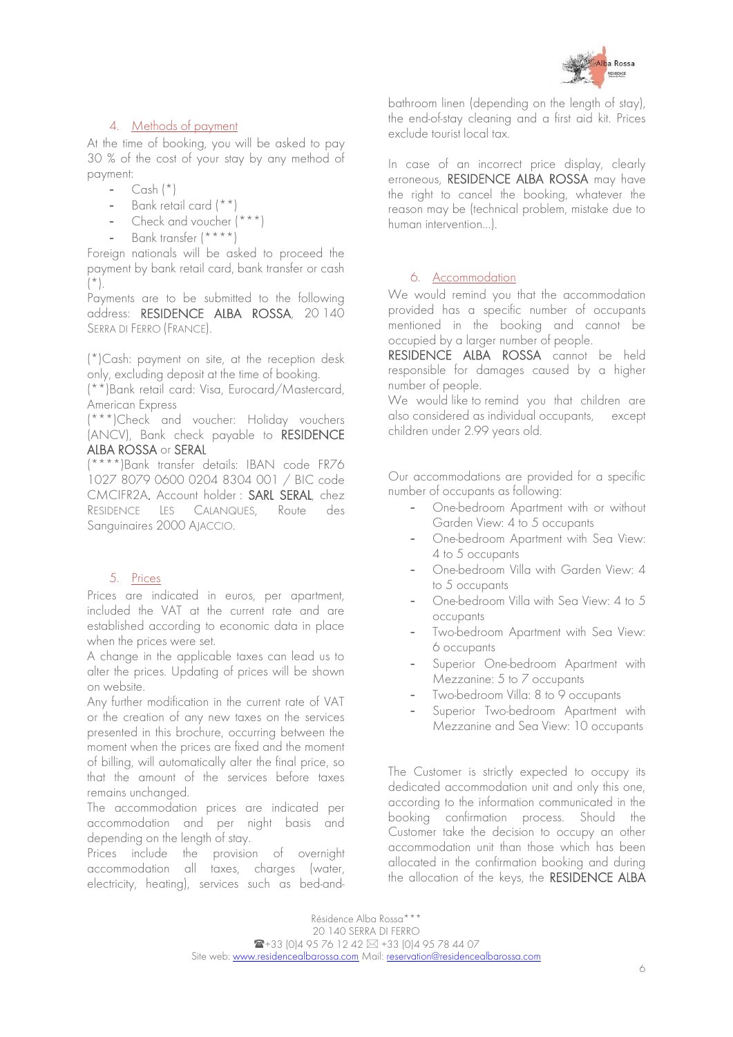## 4. Methods of payment

At the time of booking, you will be asked to pay 30 % of the cost of your stay by any method of payment:

- Cash (*)
- Bank retail card (**)
- Check and voucher (***)
- Bank transfer (****)

Foreign nationals will be asked to proceed the payment by bank retail card, bank transfer or cash (*).

Payments are to be submitted to the following address: RESIDENCE ALBA ROSSA, 20 140 SERRA DI FERRO (FRANCE).

(*)Cash: payment on site, at the reception desk only, excluding deposit at the time of booking.
(**)Bank retail card: Visa, Eurocard/Mastercard, American Express
(***)Check and voucher: Holiday vouchers (ANCV), Bank check payable to RESIDENCE ALBA ROSSA or SERAL
(****)Bank transfer details: IBAN code FR76 1027 8079 0600 0204 8304 001 / BIC code CMCIFR2A. Account holder : SARL SERAL, chez RESIDENCE LES CALANQUES, Route des Sanguinaires 2000 AJACCIO.

## 5. Prices

Prices are indicated in euros, per apartment, included the VAT at the current rate and are established according to economic data in place when the prices were set.

A change in the applicable taxes can lead us to alter the prices. Updating of prices will be shown on website.

Any further modification in the current rate of VAT or the creation of any new taxes on the services presented in this brochure, occurring between the moment when the prices are fixed and the moment of billing, will automatically alter the final price, so that the amount of the services before taxes remains unchanged.

The accommodation prices are indicated per accommodation and per night basis and depending on the length of stay.

Prices include the provision of overnight accommodation all taxes, charges (water, electricity, heating), services such as bed-and-bathroom linen (depending on the length of stay), the end-of-stay cleaning and a first aid kit. Prices exclude tourist local tax.

In case of an incorrect price display, clearly erroneous, RESIDENCE ALBA ROSSA may have the right to cancel the booking, whatever the reason may be (technical problem, mistake due to human intervention...).

## 6. Accommodation

We would remind you that the accommodation provided has a specific number of occupants mentioned in the booking and cannot be occupied by a larger number of people.

RESIDENCE ALBA ROSSA cannot be held responsible for damages caused by a higher number of people.

We would like to remind you that children are also considered as individual occupants, except children under 2.99 years old.

Our accommodations are provided for a specific number of occupants as following:

- One-bedroom Apartment with or without Garden View: 4 to 5 occupants
- One-bedroom Apartment with Sea View: 4 to 5 occupants
- One-bedroom Villa with Garden View: 4 to 5 occupants
- One-bedroom Villa with Sea View: 4 to 5 occupants
- Two-bedroom Apartment with Sea View: 6 occupants
- Superior One-bedroom Apartment with Mezzanine: 5 to 7 occupants
- Two-bedroom Villa: 8 to 9 occupants
- Superior Two-bedroom Apartment with Mezzanine and Sea View: 10 occupants

The Customer is strictly expected to occupy its dedicated accommodation unit and only this one, according to the information communicated in the booking process. Should the Customer take the decision to occupy an other accommodation unit than those which has been allocated in the confirmation booking and during the allocation of the keys, the RESIDENCE ALBA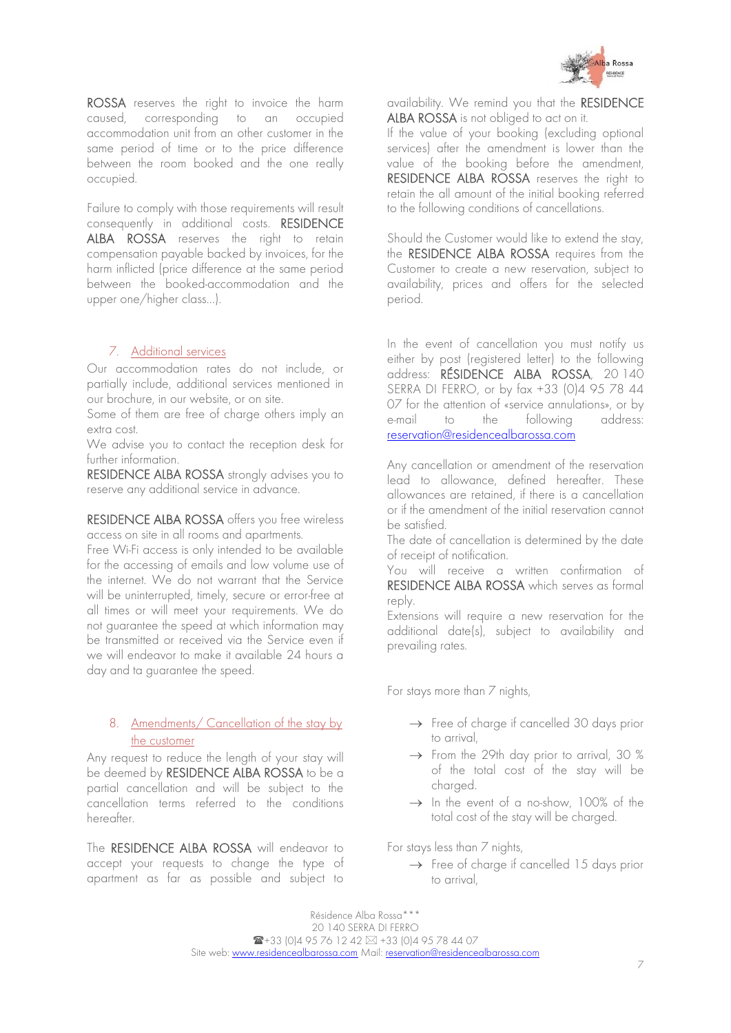ROSSA reserves the right to invoice the harm caused, corresponding to an occupied accommodation unit from an other customer in the same period of time or to the price difference between the room booked and the one really occupied.

Failure to comply with those requirements will result consequently in additional costs. RESIDENCE ALBA ROSSA reserves the right to retain compensation payable backed by invoices, for the harm inflicted (price difference at the same period between the booked-accommodation and the upper one/higher class…).

## 7. Additional services

Our accommodation rates do not include, or partially include, additional services mentioned in our brochure, in our website, or on site.
Some of them are free of charge others imply an extra cost.
We advise you to contact the reception desk for further information.
RESIDENCE ALBA ROSSA strongly advises you to reserve any additional service in advance.

RESIDENCE ALBA ROSSA offers you free wireless access on site in all rooms and apartments.
Free Wi-Fi access is only intended to be available for the accessing of emails and low volume use of the internet. We do not warrant that the Service will be uninterrupted, timely, secure or error-free at all times or will meet your requirements. We do not guarantee the speed at which information may be transmitted or received via the Service even if we will endeavor to make it available 24 hours a day and to guarantee the speed.

## 8. Amendments/ Cancellation of the stay by the customer

Any request to reduce the length of your stay will be deemed by RESIDENCE ALBA ROSSA to be a partial cancellation and will be subject to the cancellation terms referred to the conditions hereafter.

The RESIDENCE ALBA ROSSA will endeavor to accept your requests to change the type of apartment as far as possible and subject to availability. We remind you that the RESIDENCE ALBA ROSSA is not obliged to act on it.
If the value of your booking (excluding optional services) after the amendment is lower than the value of the booking before the amendment, RESIDENCE ALBA ROSSA reserves the right to retain the all amount of the initial booking referred to the following conditions of cancellations.

Should the Customer would like to extend the stay, the RESIDENCE ALBA ROSSA requires from the Customer to create a new reservation, subject to availability, prices and offers for the selected period.

In the event of cancellation you must notify us either by post (registered letter) to the following address: RÉSIDENCE ALBA ROSSA, 20 140 SERRA DI FERRO, or by fax +33 (0)4 95 78 44 07 for the attention of «service annulations», or by e-mail to the following address: reservation@residencealbarossa.com

Any cancellation or amendment of the reservation lead to allowance, defined hereafter. These allowances are retained, if there is a cancellation or if the amendment of the initial reservation cannot be satisfied.
The date of cancellation is determined by the date of receipt of notification.
You will receive a written confirmation of RESIDENCE ALBA ROSSA which serves as formal reply.
Extensions will require a new reservation for the additional date(s), subject to availability and prevailing rates.

For stays more than 7 nights,

- → Free of charge if cancelled 30 days prior to arrival,
- → From the 29th day prior to arrival, 30 % of the total cost of the stay will be charged.
- → In the event of a no-show, 100% of the total cost of the stay will be charged.

For stays less than 7 nights,

- → Free of charge if cancelled 15 days prior to arrival,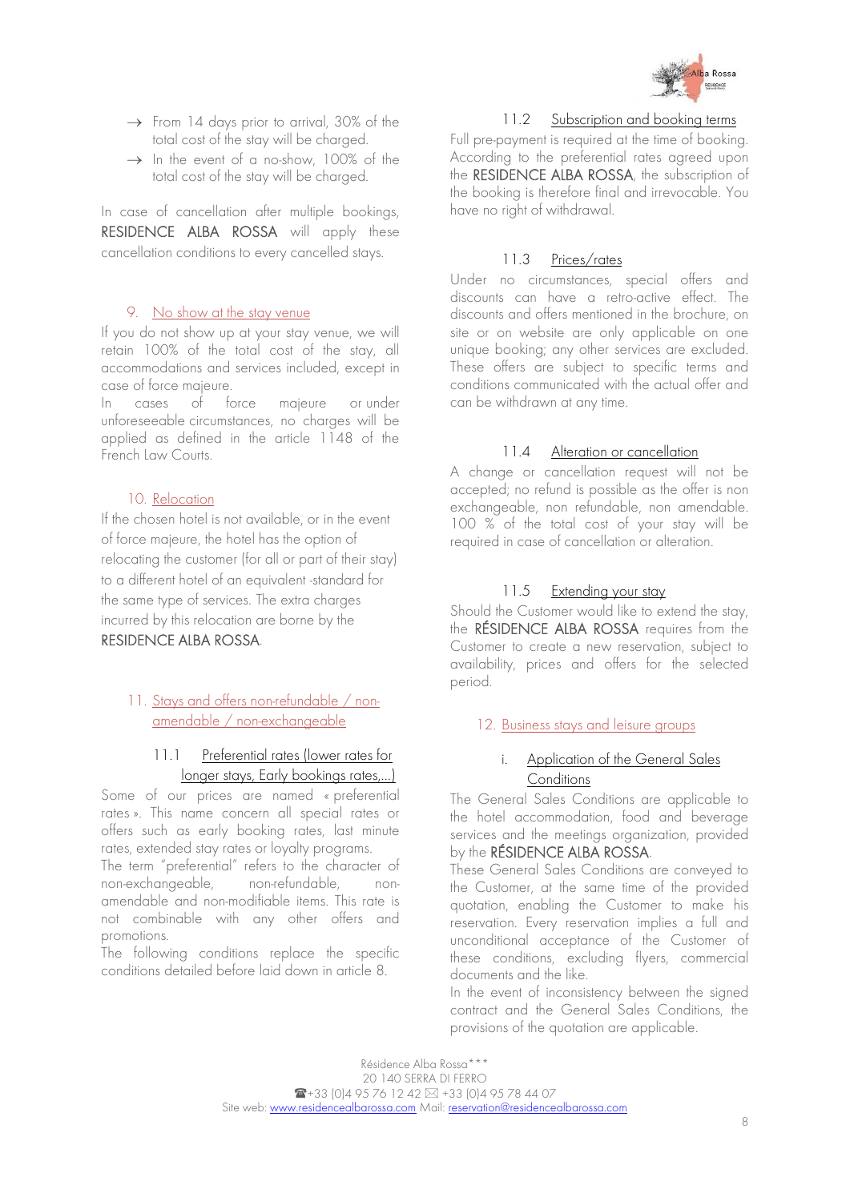- → From 14 days prior to arrival, 30% of the total cost of the stay will be charged.
- → In the event of a no-show, 100% of the total cost of the stay will be charged.

In case of cancellation after multiple bookings, RESIDENCE ALBA ROSSA will apply these cancellation conditions to every cancelled stays.

## 9. No show at the stay venue

If you do not show up at your stay venue, we will retain 100% of the total cost of the stay, all accommodations and services included, except in case of force majeure.
In cases of force majeure or under unforeseeable circumstances, no charges will be applied as defined in the article 1148 of the French Law Courts.

## 10. Relocation

If the chosen hotel is not available, or in the event of force majeure, the hotel has the option of relocating the customer (for all or part of their stay) to a different hotel of an equivalent -standard for the same type of services. The extra charges incurred by this relocation are borne by the RESIDENCE ALBA ROSSA.

## 11. Stays and offers non-refundable / non-amendable / non-exchangeable

### 11.1 Preferential rates (lower rates for longer stays, Early bookings rates,...)

Some of our prices are named « preferential rates ». This name concern all special rates or offers such as early booking rates, last minute rates, extended stay rates or loyalty programs.
The term "preferential" refers to the character of non-exchangeable, non-refundable, non-amendable and non-modifiable items. This rate is not combinable with any other offers and promotions.
The following conditions replace the specific conditions detailed before laid down in article 8.

### 11.2 Subscription and booking terms

Full pre-payment is required at the time of booking. According to the preferential rates agreed upon the RESIDENCE ALBA ROSSA, the subscription of the booking is therefore final and irrevocable. You have no right of withdrawal.

### 11.3 Prices/rates

Under no circumstances, special offers and discounts can have a retro-active effect. The discounts and offers mentioned in the brochure, on site or on website are only applicable on one unique booking; any other services are excluded. These offers are subject to specific terms and conditions communicated with the actual offer and can be withdrawn at any time.

### 11.4 Alteration or cancellation

A change or cancellation request will not be accepted; no refund is possible as the offer is non exchangeable, non refundable, non amendable. 100 % of the total cost of your stay will be required in case of cancellation or alteration.

### 11.5 Extending your stay

Should the Customer would like to extend the stay, the RÉSIDENCE ALBA ROSSA requires from the Customer to create a new reservation, subject to availability, prices and offers for the selected period.

## 12. Business stays and leisure groups

### i. Application of the General Sales Conditions

The General Sales Conditions are applicable to the hotel accommodation, food and beverage services and the meetings organization, provided by the RÉSIDENCE ALBA ROSSA.
These General Sales Conditions are conveyed to the Customer, at the same time of the provided quotation, enabling the Customer to make his reservation. Every reservation implies a full and unconditional acceptance of the Customer of these conditions, excluding flyers, commercial documents and the like.
In the event of inconsistency between the signed contract and the General Sales Conditions, the provisions of the quotation are applicable.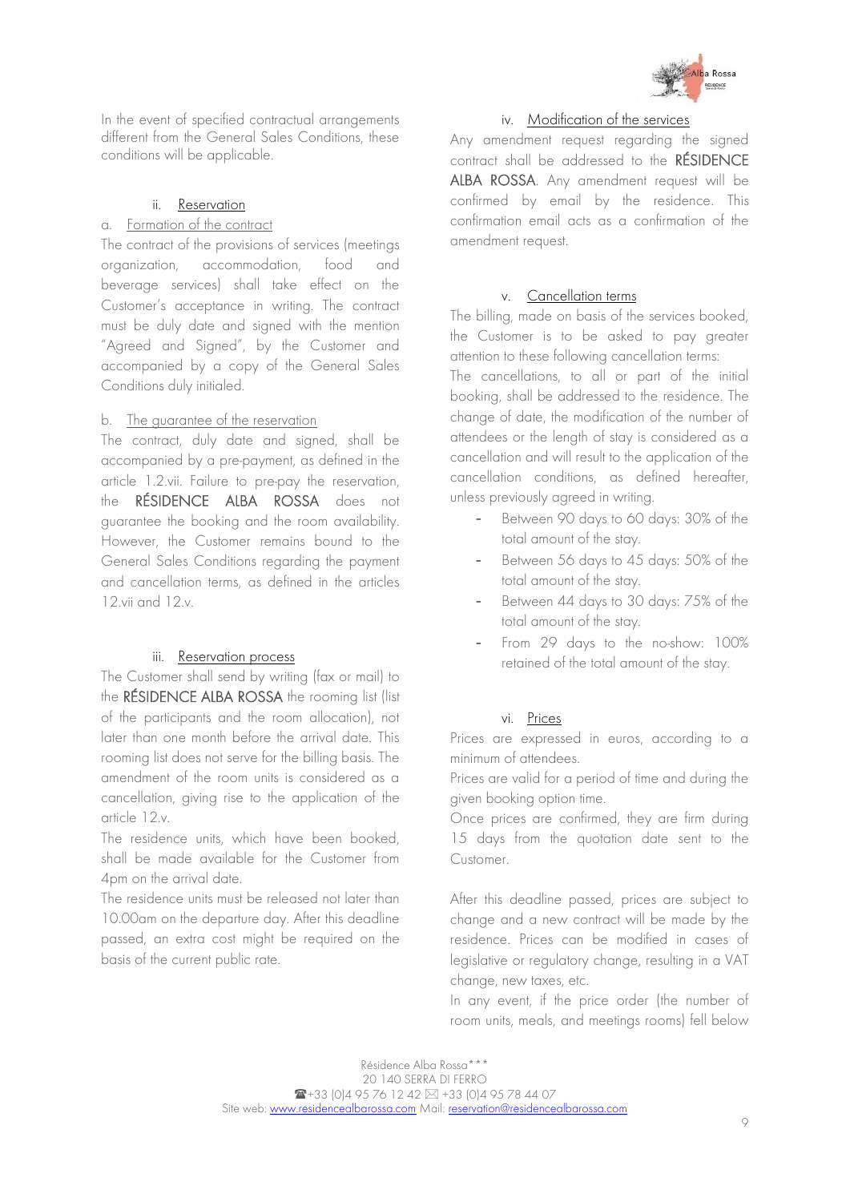In the event of specified contractual arrangements different from the General Sales Conditions, these conditions will be applicable.

### ii. Reservation

a. Formation of the contract

The contract of the provisions of services (meetings organization, accommodation, food and beverage services) shall take effect on the Customer's acceptance in writing. The contract must be duly date and signed with the mention "Agreed and Signed", by the Customer and accompanied by a copy of the General Sales Conditions duly initialed.

b. The guarantee of the reservation

The contract, duly date and signed, shall be accompanied by a pre-payment, as defined in the article 1.2.vii. Failure to pre-pay the reservation, the **RÉSIDENCE ALBA ROSSA** does not guarantee the booking and the room availability. However, the Customer remains bound to the General Sales Conditions regarding the payment and cancellation terms, as defined in the articles 12.vii and 12.v.

### iii. Reservation process

The Customer shall send by writing (fax or mail) to the **RÉSIDENCE ALBA ROSSA** the rooming list (list of the participants and the room allocation), not later than one month before the arrival date. This rooming list does not serve for the billing basis. The amendment of the room units is considered as a cancellation, giving rise to the application of the article 12.v.

The residence units, which have been booked, shall be made available for the Customer from 4pm on the arrival date.

The residence units must be released not later than 10.00am on the departure day. After this deadline passed, an extra cost might be required on the basis of the current public rate.

### iv. Modification of the services

Any amendment request regarding the signed contract shall be addressed to the **RÉSIDENCE ALBA ROSSA**. Any amendment request will be confirmed by email by the residence. This confirmation email acts as a confirmation of the amendment request.

### v. Cancellation terms

The billing, made on basis of the services booked, the Customer is to be asked to pay greater attention to these following cancellation terms:

The cancellations, to all or part of the initial booking, shall be addressed to the residence. The change of date, the modification of the number of attendees or the length of stay is considered as a cancellation and will result to the application of the cancellation conditions, as defined hereafter, unless previously agreed in writing.

- Between 90 days to 60 days: 30% of the total amount of the stay.
- Between 56 days to 45 days: 50% of the total amount of the stay.
- Between 44 days to 30 days: 75% of the total amount of the stay.
- From 29 days to the no-show: 100% retained of the total amount of the stay.

### vi. Prices

Prices are expressed in euros, according to a minimum of attendees.

Prices are valid for a period of time and during the given booking option time.

Once prices are confirmed, they are firm during 15 days from the quotation date sent to the Customer.

After this deadline passed, prices are subject to change and a new contract will be made by the residence. Prices can be modified in cases of legislative or regulatory change, resulting in a VAT change, new taxes, etc.

In any event, if the price order (the number of room units, meals, and meetings rooms) fell below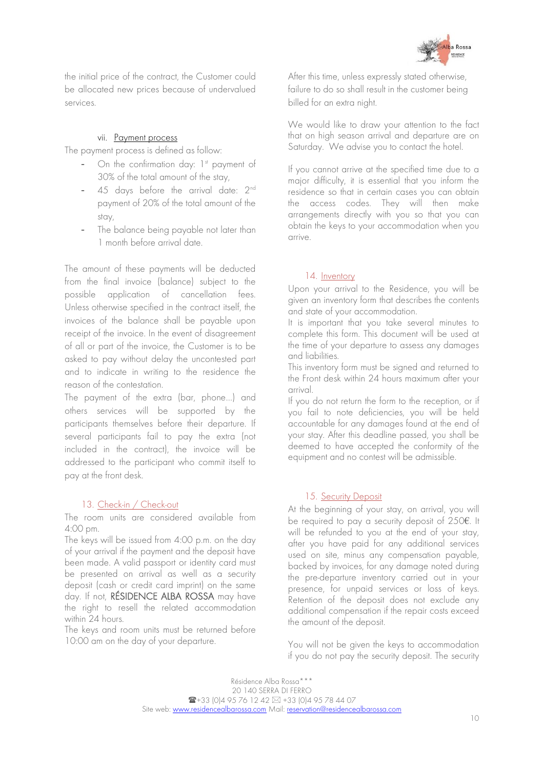the initial price of the contract, the Customer could be allocated new prices because of undervalued services.

vii. Payment process

The payment process is defined as follow:

- On the confirmation day: 1st payment of 30% of the total amount of the stay,
- 45 days before the arrival date: 2nd payment of 20% of the total amount of the stay,
- The balance being payable not later than 1 month before arrival date.

The amount of these payments will be deducted from the final invoice (balance) subject to the possible application of cancellation fees. Unless otherwise specified in the contract itself, the invoices of the balance shall be payable upon receipt of the invoice. In the event of disagreement of all or part of the invoice, the Customer is to be asked to pay without delay the uncontested part and to indicate in writing to the residence the reason of the contestation.

The payment of the extra (bar, phone…) and others services will be supported by the participants themselves before their departure. If several participants fail to pay the extra (not included in the contract), the invoice will be addressed to the participant who commit itself to pay at the front desk.

## 13. Check-in / Check-out

The room units are considered available from 4:00 pm.

The keys will be issued from 4:00 p.m. on the day of your arrival if the payment and the deposit have been made. A valid passport or identity card must be presented on arrival as well as a security deposit (cash or credit card imprint) on the same day. If not, RÉSIDENCE ALBA ROSSA may have the right to resell the related accommodation within 24 hours.

The keys and room units must be returned before 10:00 am on the day of your departure.

After this time, unless expressly stated otherwise, failure to do so shall result in the customer being billed for an extra night.

We would like to draw your attention to the fact that on high season arrival and departure are on Saturday. We advise you to contact the hotel.

If you cannot arrive at the specified time due to a major difficulty, it is essential that you inform the residence so that in certain cases you can obtain the access codes. They will then make arrangements directly with you so that you can obtain the keys to your accommodation when you arrive.

## 14. Inventory

Upon your arrival to the Residence, you will be given an inventory form that describes the contents and state of your accommodation.

It is important that you take several minutes to complete this form. This document will be used at the time of your departure to assess any damages and liabilities.

This inventory form must be signed and returned to the Front desk within 24 hours maximum after your arrival.

If you do not return the form to the reception, or if you fail to note deficiencies, you will be held accountable for any damages found at the end of your stay. After this deadline passed, you shall be deemed to have accepted the conformity of the equipment and no contest will be admissible.

## 15. Security Deposit

At the beginning of your stay, on arrival, you will be required to pay a security deposit of 250€. It will be refunded to you at the end of your stay, after you have paid for any additional services used on site, minus any compensation payable, backed by invoices, for any damage noted during the pre-departure inventory carried out in your presence, for unpaid services or loss of keys. Retention of the deposit does not exclude any additional compensation if the repair costs exceed the amount of the deposit.

You will not be given the keys to accommodation if you do not pay the security deposit. The security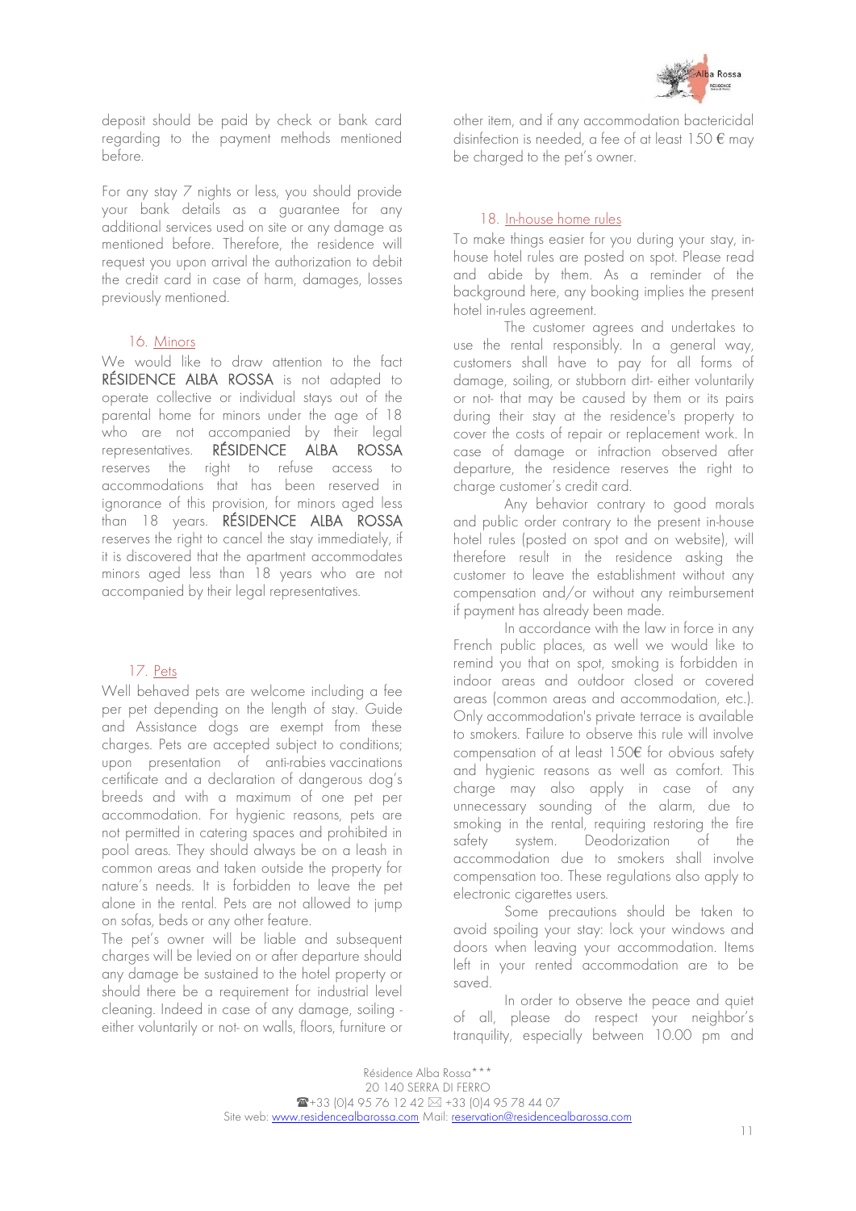deposit should be paid by check or bank card regarding to the payment methods mentioned before.

For any stay 7 nights or less, you should provide your bank details as a guarantee for any additional services used on site or any damage as mentioned before. Therefore, the residence will request you upon arrival the authorization to debit the credit card in case of harm, damages, losses previously mentioned.

## 16. Minors

We would like to draw attention to the fact **RÉSIDENCE ALBA ROSSA** is not adapted to operate collective or individual stays out of the parental home for minors under the age of 18 who are not accompanied by their legal representatives. **RÉSIDENCE ALBA ROSSA** reserves the right to refuse access to accommodations that has been reserved in ignorance of this provision, for minors aged less than 18 years. **RÉSIDENCE ALBA ROSSA** reserves the right to cancel the stay immediately, if it is discovered that the apartment accommodates minors aged less than 18 years who are not accompanied by their legal representatives.

## 17. Pets

Well behaved pets are welcome including a fee per pet depending on the length of stay. Guide and Assistance dogs are exempt from these charges. Pets are accepted subject to conditions; upon presentation of anti-rabies vaccinations certificate and a declaration of dangerous dog's breeds and with a maximum of one pet per accommodation. For hygienic reasons, pets are not permitted in catering spaces and prohibited in pool areas. They should always be on a leash in common areas and taken outside the property for nature's needs. It is forbidden to leave the pet alone in the rental. Pets are not allowed to jump on sofas, beds or any other feature.

The pet's owner will be liable and subsequent charges will be levied on or after departure should any damage be sustained to the hotel property or should there be a requirement for industrial level cleaning. Indeed in case of any damage, soiling - either voluntarily or not- on walls, floors, furniture or other item, and if any accommodation bactericidal disinfection is needed, a fee of at least 150 € may be charged to the pet's owner.

## 18. In-house home rules

To make things easier for you during your stay, in-house hotel rules are posted on spot. Please read and abide by them. As a reminder of the background here, any booking implies the present hotel in-rules agreement.

The customer agrees and undertakes to use the rental responsibly. In a general way, customers shall have to pay for all forms of damage, soiling, or stubborn dirt- either voluntarily or not- that may be caused by them or its pairs during their stay at the residence's property to cover the costs of repair or replacement work. In case of damage or infraction observed after departure, the residence reserves the right to charge customer's credit card.

Any behavior contrary to good morals and public order contrary to the present in-house hotel rules (posted on spot and on website), will therefore result in the residence asking the customer to leave the establishment without any compensation and/or without any reimbursement if payment has already been made.

In accordance with the law in force in any French public places, as well we would like to remind you that on spot, smoking is forbidden in indoor areas and outdoor closed or covered areas (common areas and accommodation, etc.). Only accommodation's private terrace is available to smokers. Failure to observe this rule will involve compensation of at least 150€ for obvious safety and hygienic reasons as well as comfort. This charge may also apply in case of any unnecessary sounding of the alarm, due to smoking in the rental, requiring restoring the fire safety system. Deodorization of the accommodation due to smokers shall involve compensation too. These regulations also apply to electronic cigarettes users.

Some precautions should be taken to avoid spoiling your stay: lock your windows and doors when leaving your accommodation. Items left in your rented accommodation are to be saved.

In order to observe the peace and quiet of all, please do respect your neighbor's tranquility, especially between 10.00 pm and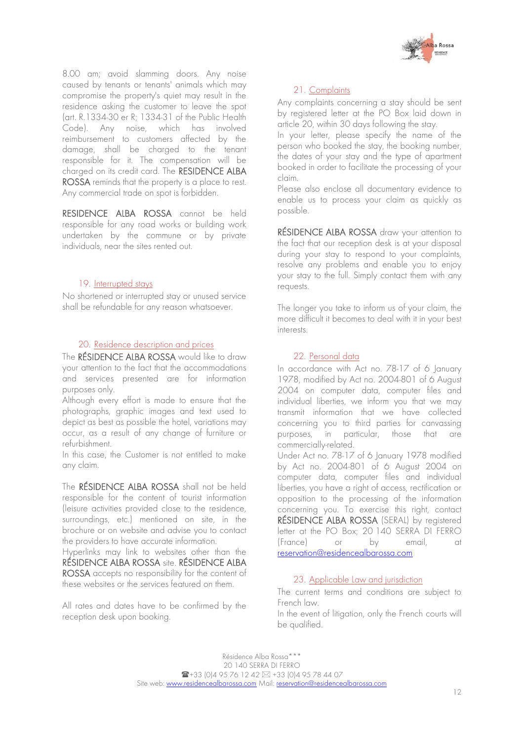8.00 am; avoid slamming doors. Any noise caused by tenants or tenants' animals which may compromise the property's quiet may result in the residence asking the customer to leave the spot (art. R.1334-30 er R; 1334-31 of the Public Health Code). Any noise, which has involved reimbursement to customers affected by the damage, shall be charged to the tenant responsible for it. The compensation will be charged on its credit card. The RESIDENCE ALBA ROSSA reminds that the property is a place to rest. Any commercial trade on spot is forbidden.

RESIDENCE ALBA ROSSA cannot be held responsible for any road works or building work undertaken by the commune or by private individuals, near the sites rented out.

## 19. Interrupted stays

No shortened or interrupted stay or unused service shall be refundable for any reason whatsoever.

## 20. Residence description and prices

The RÉSIDENCE ALBA ROSSA would like to draw your attention to the fact that the accommodations and services presented are for information purposes only.

Although every effort is made to ensure that the photographs, graphic images and text used to depict as best as possible the hotel, variations may occur, as a result of any change of furniture or refurbishment.

In this case, the Customer is not entitled to make any claim.

The RÉSIDENCE ALBA ROSSA shall not be held responsible for the content of tourist information (leisure activities provided close to the residence, surroundings, etc.) mentioned on site, in the brochure or on website and advise you to contact the providers to have accurate information.

Hyperlinks may link to websites other than the RÉSIDENCE ALBA ROSSA site. RÉSIDENCE ALBA ROSSA accepts no responsibility for the content of these websites or the services featured on them.

All rates and dates have to be confirmed by the reception desk upon booking.

## 21. Complaints

Any complaints concerning a stay should be sent by registered letter at the PO Box laid down in article 20, within 30 days following the stay.

In your letter, please specify the name of the person who booked the stay, the booking number, the dates of your stay and the type of apartment booked in order to facilitate the processing of your claim.

Please also enclose all documentary evidence to enable us to process your claim as quickly as possible.

RÉSIDENCE ALBA ROSSA draw your attention to the fact that our reception desk is at your disposal during your stay to respond to your complaints, resolve any problems and enable you to enjoy your stay to the full. Simply contact them with any requests.

The longer you take to inform us of your claim, the more difficult it becomes to deal with it in your best interests.

## 22. Personal data

In accordance with Act no. 78-17 of 6 January 1978, modified by Act no. 2004-801 of 6 August 2004 on computer data, computer files and individual liberties, we inform you that we may transmit information that we have collected concerning you to third parties for canvassing purposes, in particular, those that are commercially-related.

Under Act no. 78-17 of 6 January 1978 modified by Act no. 2004-801 of 6 August 2004 on computer data, computer files and individual liberties, you have a right of access, rectification or opposition to the processing of the information concerning you. To exercise this right, contact RÉSIDENCE ALBA ROSSA (SERAL) by registered letter at the PO Box; 20 140 SERRA DI FERRO (France) or by email, at reservation@residencealbarossa.com

## 23. Applicable Law and jurisdiction

The current terms and conditions are subject to French law.

In the event of litigation, only the French courts will be qualified.

Résidence Alba Rossa***
20 140 SERRA DI FERRO
☎+33 (0)4 95 76 12 42 ✉ +33 (0)4 95 78 44 07
Site web: www.residencealbarossa.com Mail: reservation@residencealbarossa.com